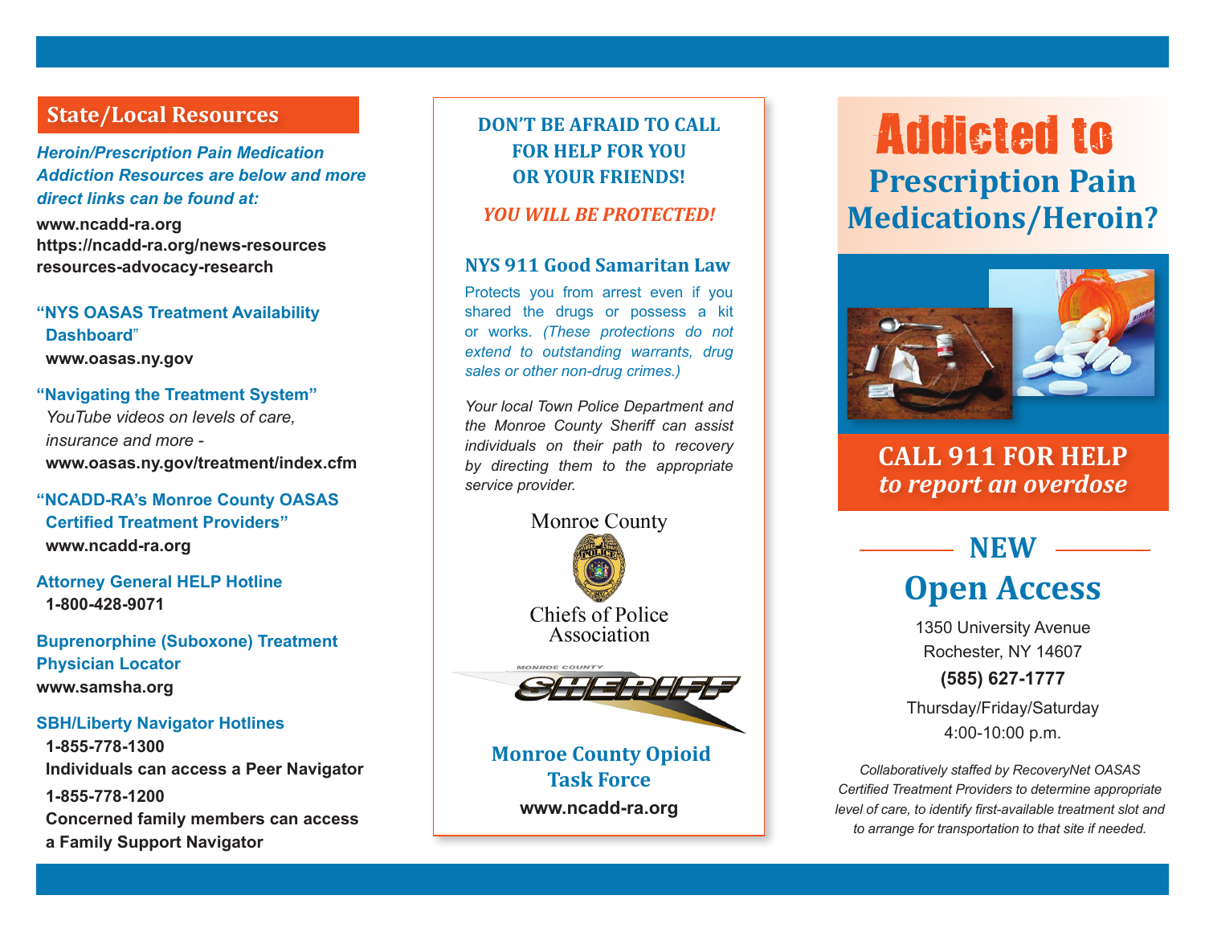## State/Local Resources

***Heroin/Prescription Pain Medication Addiction Resources are below and more direct links can be found at:***

**www.ncadd-ra.org**
**https://ncadd-ra.org/news-resources resources-advocacy-research**

**"NYS OASAS Treatment Availability Dashboard"**
**www.oasas.ny.gov**

**"Navigating the Treatment System"**
*YouTube videos on levels of care, insurance and more -*
**www.oasas.ny.gov/treatment/index.cfm**

**"NCADD-RA's Monroe County OASAS Certified Treatment Providers"**
**www.ncadd-ra.org**

**Attorney General HELP Hotline**
**1-800-428-9071**

**Buprenorphine (Suboxone) Treatment Physician Locator**
**www.samsha.org**

**SBH/Liberty Navigator Hotlines**
**1-855-778-1300**
**Individuals can access a Peer Navigator**
**1-855-778-1200**
**Concerned family members can access a Family Support Navigator**

**DON'T BE AFRAID TO CALL FOR HELP FOR YOU OR YOUR FRIENDS!**

***YOU WILL BE PROTECTED!***

### NYS 911 Good Samaritan Law

Protects you from arrest even if you shared the drugs or possess a kit or works. *(These protections do not extend to outstanding warrants, drug sales or other non-drug crimes.)*

*Your local Town Police Department and the Monroe County Sheriff can assist individuals on their path to recovery by directing them to the appropriate service provider.*

Monroe County Chiefs of Police Association

MONROE COUNTY SHERIFF

**Monroe County Opioid Task Force**
**www.ncadd-ra.org**

# Addicted to Prescription Pain Medications/Heroin?

**CALL 911 FOR HELP**
***to report an overdose***

## NEW Open Access

1350 University Avenue
Rochester, NY 14607
**(585) 627-1777**
Thursday/Friday/Saturday
4:00-10:00 p.m.

*Collaboratively staffed by RecoveryNet OASAS Certified Treatment Providers to determine appropriate level of care, to identify first-available treatment slot and to arrange for transportation to that site if needed.*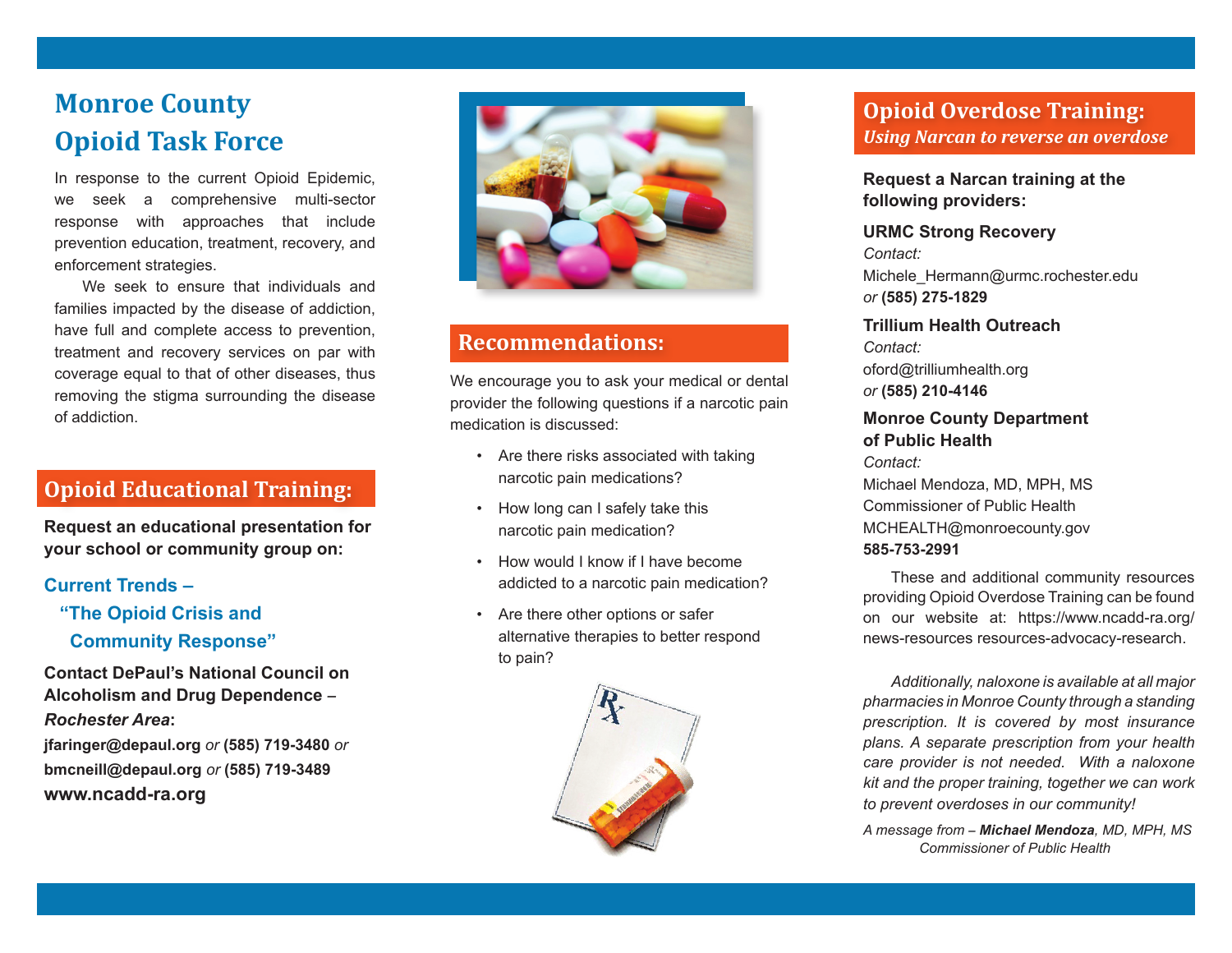# Monroe County Opioid Task Force

In response to the current Opioid Epidemic, we seek a comprehensive multi-sector response with approaches that include prevention education, treatment, recovery, and enforcement strategies.

We seek to ensure that individuals and families impacted by the disease of addiction, have full and complete access to prevention, treatment and recovery services on par with coverage equal to that of other diseases, thus removing the stigma surrounding the disease of addiction.

## Opioid Educational Training:

**Request an educational presentation for your school or community group on:**

**Current Trends – "The Opioid Crisis and Community Response"**

**Contact DePaul's National Council on Alcoholism and Drug Dependence – *Rochester Area*:**

**jfaringer@depaul.org** *or* **(585) 719-3480** *or* **bmcneill@depaul.org** *or* **(585) 719-3489**

**www.ncadd-ra.org**

## Recommendations:

We encourage you to ask your medical or dental provider the following questions if a narcotic pain medication is discussed:

- Are there risks associated with taking narcotic pain medications?
- How long can I safely take this narcotic pain medication?
- How would I know if I have become addicted to a narcotic pain medication?
- Are there other options or safer alternative therapies to better respond to pain?

## Opioid Overdose Training:
### *Using Narcan to reverse an overdose*

**Request a Narcan training at the following providers:**

**URMC Strong Recovery**
*Contact:*
Michele_Hermann@urmc.rochester.edu
*or* **(585) 275-1829**

**Trillium Health Outreach**
*Contact:*
oford@trilliumhealth.org
*or* **(585) 210-4146**

**Monroe County Department of Public Health**
*Contact:*
Michael Mendoza, MD, MPH, MS
Commissioner of Public Health
MCHEALTH@monroecounty.gov
**585-753-2991**

These and additional community resources providing Opioid Overdose Training can be found on our website at: https://www.ncadd-ra.org/news-resources resources-advocacy-research.

*Additionally, naloxone is available at all major pharmacies in Monroe County through a standing prescription. It is covered by most insurance plans. A separate prescription from your health care provider is not needed. With a naloxone kit and the proper training, together we can work to prevent overdoses in our community!*

*A message from – **Michael Mendoza**, MD, MPH, MS*
*Commissioner of Public Health*